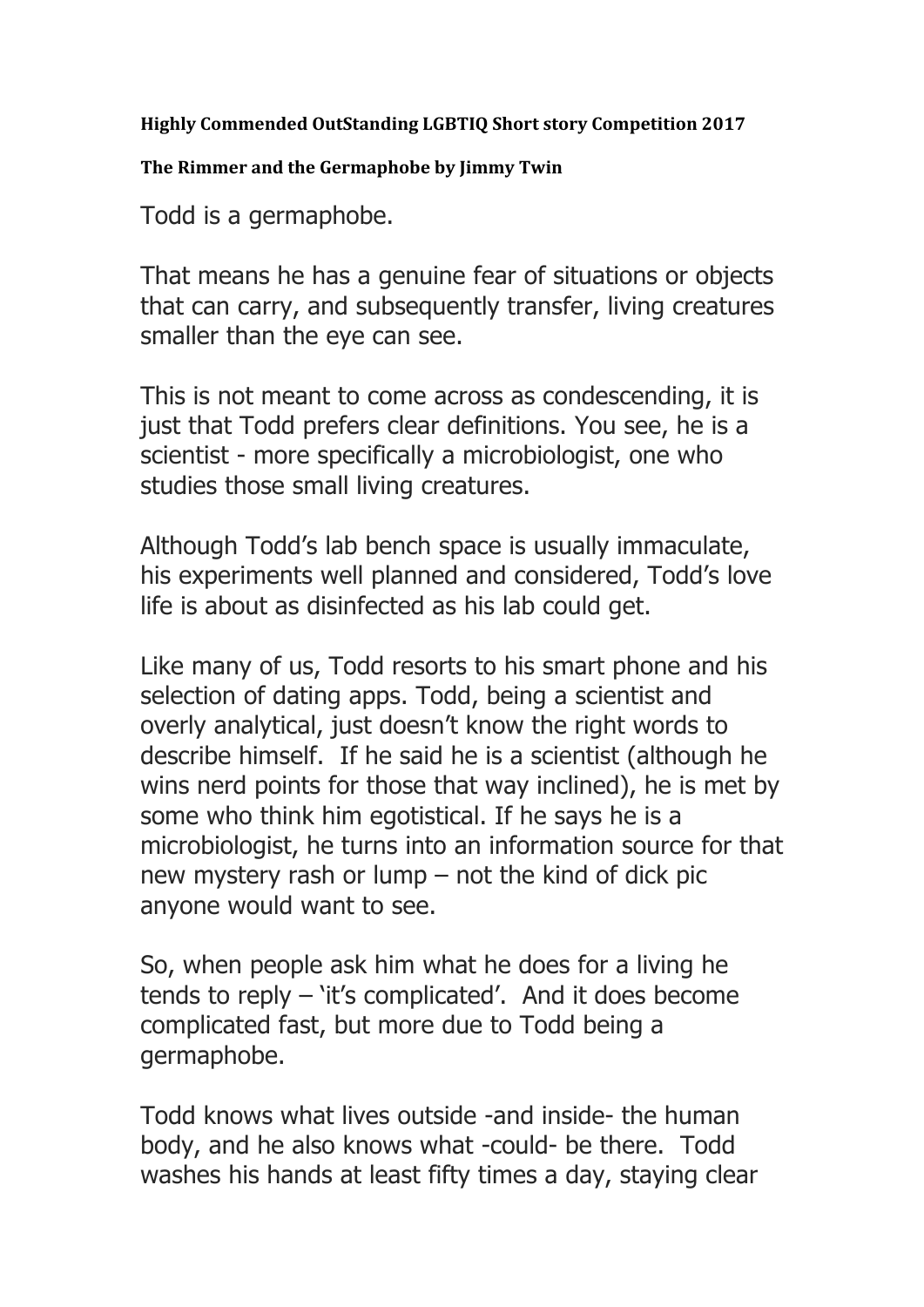**Highly Commended OutStanding LGBTIQ Short story Competition 2017**

**The Rimmer and the Germaphobe by Jimmy Twin**

Todd is a germaphobe.

That means he has a genuine fear of situations or objects that can carry, and subsequently transfer, living creatures smaller than the eye can see.

This is not meant to come across as condescending, it is just that Todd prefers clear definitions. You see, he is a scientist - more specifically a microbiologist, one who studies those small living creatures.

Although Todd's lab bench space is usually immaculate, his experiments well planned and considered, Todd's love life is about as disinfected as his lab could get.

Like many of us, Todd resorts to his smart phone and his selection of dating apps. Todd, being a scientist and overly analytical, just doesn't know the right words to describe himself. If he said he is a scientist (although he wins nerd points for those that way inclined), he is met by some who think him egotistical. If he says he is a microbiologist, he turns into an information source for that new mystery rash or lump – not the kind of dick pic anyone would want to see.

So, when people ask him what he does for a living he tends to reply – 'it's complicated'. And it does become complicated fast, but more due to Todd being a germaphobe.

Todd knows what lives outside -and inside- the human body, and he also knows what -could- be there. Todd washes his hands at least fifty times a day, staying clear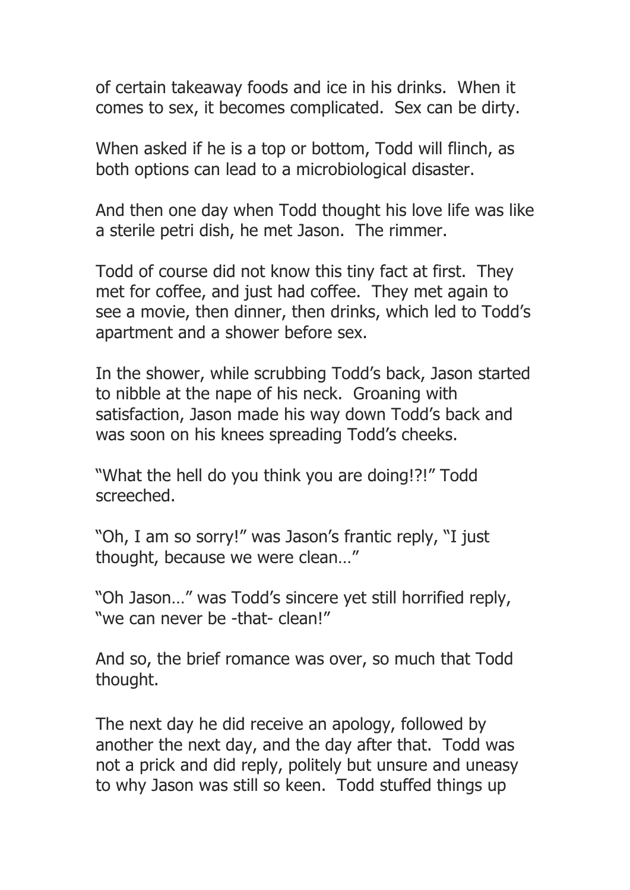of certain takeaway foods and ice in his drinks. When it comes to sex, it becomes complicated. Sex can be dirty.

When asked if he is a top or bottom, Todd will flinch, as both options can lead to a microbiological disaster.

And then one day when Todd thought his love life was like a sterile petri dish, he met Jason. The rimmer.

Todd of course did not know this tiny fact at first. They met for coffee, and just had coffee. They met again to see a movie, then dinner, then drinks, which led to Todd's apartment and a shower before sex.

In the shower, while scrubbing Todd's back, Jason started to nibble at the nape of his neck. Groaning with satisfaction, Jason made his way down Todd's back and was soon on his knees spreading Todd's cheeks.

"What the hell do you think you are doing!?!" Todd screeched.

"Oh, I am so sorry!" was Jason's frantic reply, "I just thought, because we were clean…"

"Oh Jason…" was Todd's sincere yet still horrified reply, "we can never be -that- clean!"

And so, the brief romance was over, so much that Todd thought.

The next day he did receive an apology, followed by another the next day, and the day after that. Todd was not a prick and did reply, politely but unsure and uneasy to why Jason was still so keen. Todd stuffed things up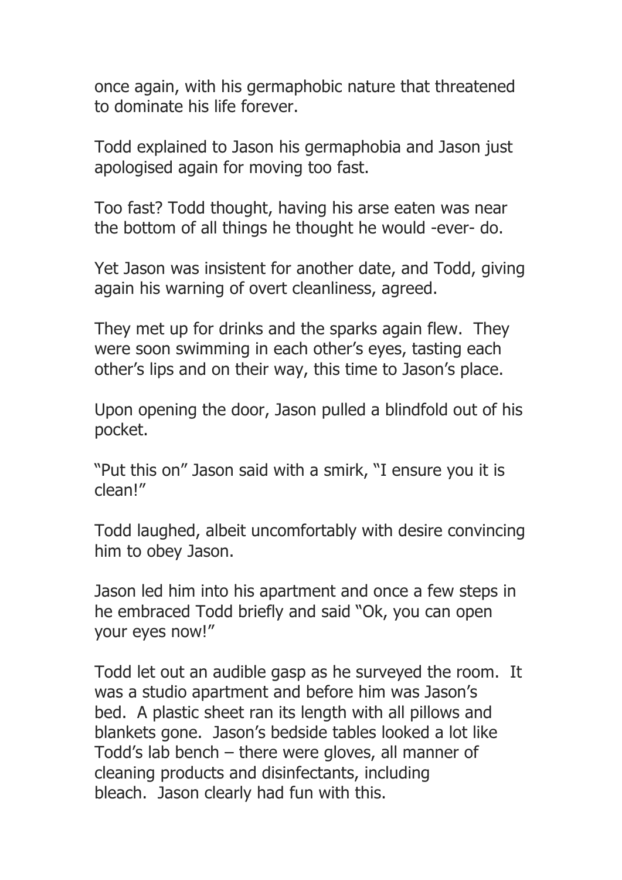once again, with his germaphobic nature that threatened to dominate his life forever.

Todd explained to Jason his germaphobia and Jason just apologised again for moving too fast.

Too fast? Todd thought, having his arse eaten was near the bottom of all things he thought he would -ever- do.

Yet Jason was insistent for another date, and Todd, giving again his warning of overt cleanliness, agreed.

They met up for drinks and the sparks again flew. They were soon swimming in each other's eyes, tasting each other's lips and on their way, this time to Jason's place.

Upon opening the door, Jason pulled a blindfold out of his pocket.

"Put this on" Jason said with a smirk, "I ensure you it is clean!"

Todd laughed, albeit uncomfortably with desire convincing him to obey Jason.

Jason led him into his apartment and once a few steps in he embraced Todd briefly and said "Ok, you can open your eyes now!"

Todd let out an audible gasp as he surveyed the room. It was a studio apartment and before him was Jason's bed. A plastic sheet ran its length with all pillows and blankets gone. Jason's bedside tables looked a lot like Todd's lab bench – there were gloves, all manner of cleaning products and disinfectants, including bleach. Jason clearly had fun with this.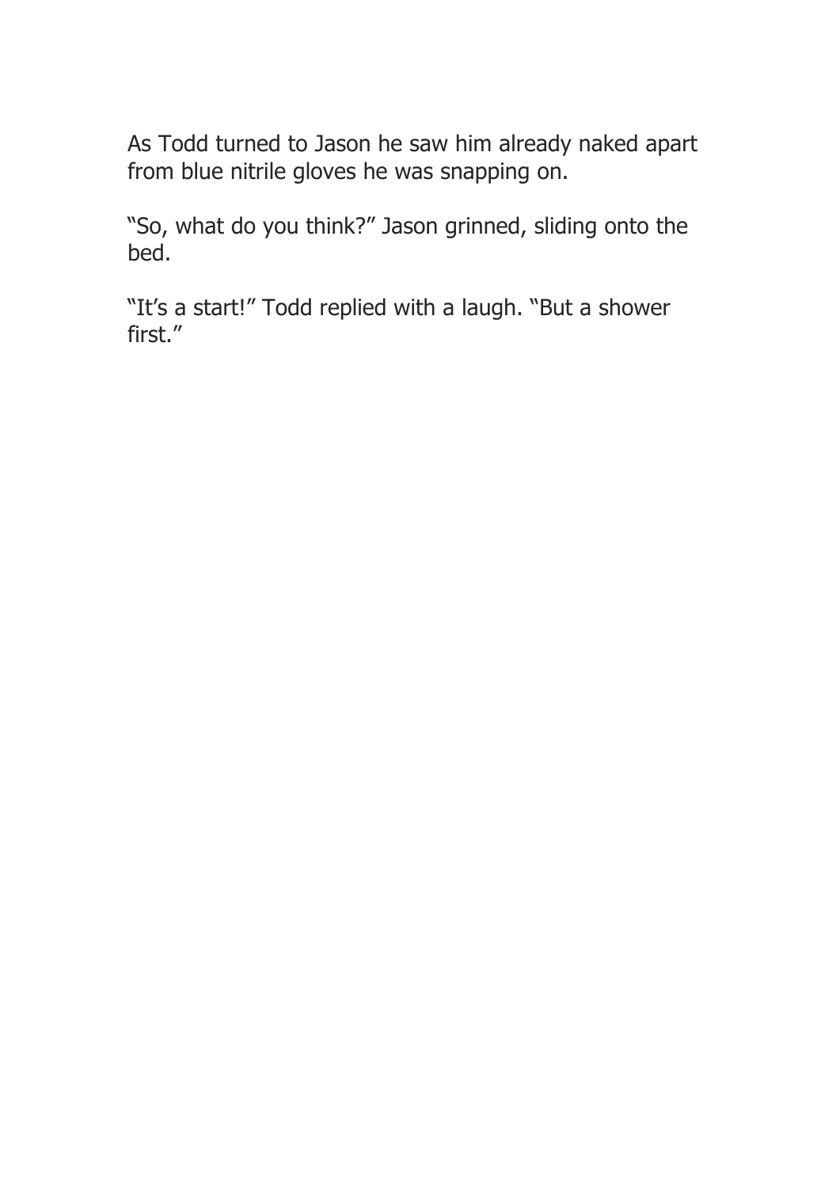As Todd turned to Jason he saw him already naked apart from blue nitrile gloves he was snapping on.

“So, what do you think?” Jason grinned, sliding onto the bed.

“It’s a start!” Todd replied with a laugh. “But a shower first.”